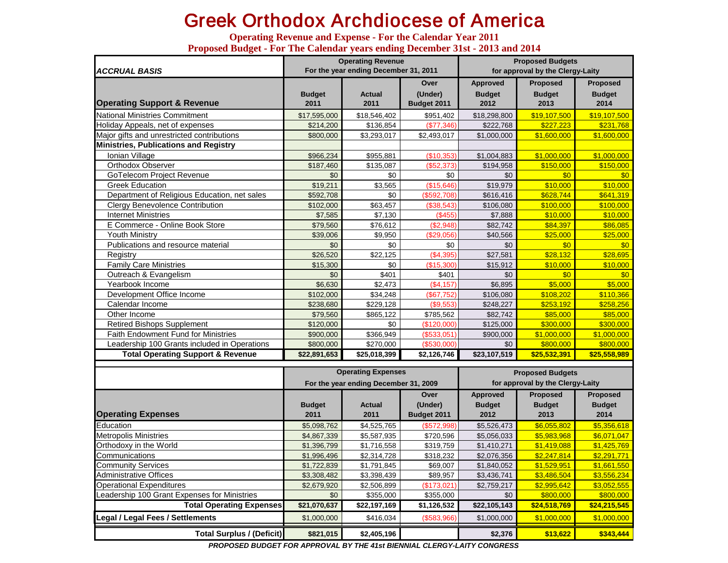# Greek Orthodox Archdiocese of America

**Operating Revenue and Expense - For the Calendar Year 2011**

**Proposed Budget - For The Calendar years ending December 31st - 2013 and 2014**

| *ACCRUAL BASIS* | Operating Revenue For the year ending December 31, 2011 | | | Proposed Budgets for approval by the Clergy-Laity | | |
|---|---|---|---|---|---|---|
| **Operating Support & Revenue** | **Budget 2011** | **Actual 2011** | **Over (Under) Budget 2011** | **Approved Budget 2012** | **Proposed Budget 2013** | **Proposed Budget 2014** |
| National Ministries Commitment | $17,595,000 | $18,546,402 | $951,402 | $18,298,800 | $19,107,500 | $19,107,500 |
| Holiday Appeals, net of expenses | $214,200 | $136,854 | ($77,346) | $222,768 | $227,223 | $231,768 |
| Major gifts and unrestricted contributions | $800,000 | $3,293,017 | $2,493,017 | $1,000,000 | $1,600,000 | $1,600,000 |
| **Ministries, Publications and Registry** | | | | | | |
| Ionian Village | $966,234 | $955,881 | ($10,353) | $1,004,883 | $1,000,000 | $1,000,000 |
| Orthodox Observer | $187,460 | $135,087 | ($52,373) | $194,958 | $150,000 | $150,000 |
| GoTelecom Project Revenue | $0 | $0 | $0 | $0 | $0 | $0 |
| Greek Education | $19,211 | $3,565 | ($15,646) | $19,979 | $10,000 | $10,000 |
| Department of Religious Education, net sales | $592,708 | $0 | ($592,708) | $616,416 | $628,744 | $641,319 |
| Clergy Benevolence Contribution | $102,000 | $63,457 | ($38,543) | $106,080 | $100,000 | $100,000 |
| Internet Ministries | $7,585 | $7,130 | ($455) | $7,888 | $10,000 | $10,000 |
| E Commerce - Online Book Store | $79,560 | $76,612 | ($2,948) | $82,742 | $84,397 | $86,085 |
| Youth Ministry | $39,006 | $9,950 | ($29,056) | $40,566 | $25,000 | $25,000 |
| Publications and resource material | $0 | $0 | $0 | $0 | $0 | $0 |
| Registry | $26,520 | $22,125 | ($4,395) | $27,581 | $28,132 | $28,695 |
| Family Care Ministries | $15,300 | $0 | ($15,300) | $15,912 | $10,000 | $10,000 |
| Outreach & Evangelism | $0 | $401 | $401 | $0 | $0 | $0 |
| Yearbook Income | $6,630 | $2,473 | ($4,157) | $6,895 | $5,000 | $5,000 |
| Development Office Income | $102,000 | $34,248 | ($67,752) | $106,080 | $108,202 | $110,366 |
| Calendar Income | $238,680 | $229,128 | ($9,553) | $248,227 | $253,192 | $258,256 |
| Other Income | $79,560 | $865,122 | $785,562 | $82,742 | $85,000 | $85,000 |
| Retired Bishops Supplement | $120,000 | $0 | ($120,000) | $125,000 | $300,000 | $300,000 |
| Faith Endowment Fund for Ministries | $900,000 | $366,949 | ($533,051) | $900,000 | $1,000,000 | $1,000,000 |
| Leadership 100 Grants included in Operations | $800,000 | $270,000 | ($530,000) | $0 | $800,000 | $800,000 |
| **Total Operating Support & Revenue** | **$22,891,653** | **$25,018,399** | **$2,126,746** | **$23,107,519** | **$25,532,391** | **$25,558,989** |

| | Operating Expenses For the year ending December 31, 2009 | | | Proposed Budgets for approval by the Clergy-Laity | | |
|---|---|---|---|---|---|---|
| **Operating Expenses** | **Budget 2011** | **Actual 2011** | **Over (Under) Budget 2011** | **Approved Budget 2012** | **Proposed Budget 2013** | **Proposed Budget 2014** |
| Education | $5,098,762 | $4,525,765 | ($572,998) | $5,526,473 | $6,055,802 | $5,356,618 |
| Metropolis Ministries | $4,867,339 | $5,587,935 | $720,596 | $5,056,033 | $5,983,968 | $6,071,047 |
| Orthodoxy in the World | $1,396,799 | $1,716,558 | $319,759 | $1,410,271 | $1,419,088 | $1,425,769 |
| Communications | $1,996,496 | $2,314,728 | $318,232 | $2,076,356 | $2,247,814 | $2,291,771 |
| Community Services | $1,722,839 | $1,791,845 | $69,007 | $1,840,052 | $1,529,951 | $1,661,550 |
| Administrative Offices | $3,308,482 | $3,398,439 | $89,957 | $3,436,741 | $3,486,504 | $3,556,234 |
| Operational Expenditures | $2,679,920 | $2,506,899 | ($173,021) | $2,759,217 | $2,995,642 | $3,052,555 |
| Leadership 100 Grant Expenses for Ministries | $0 | $355,000 | $355,000 | $0 | $800,000 | $800,000 |
| **Total Operating Expenses** | **$21,070,637** | **$22,197,169** | **$1,126,532** | **$22,105,143** | **$24,518,769** | **$24,215,545** |
| **Legal / Legal Fees / Settlements** | $1,000,000 | $416,034 | ($583,966) | $1,000,000 | $1,000,000 | $1,000,000 |
| **Total Surplus / (Deficit)** | **$821,015** | **$2,405,196** | | **$2,376** | **$13,622** | **$343,444** |

***PROPOSED BUDGET FOR APPROVAL BY THE 41st BIENNIAL CLERGY-LAITY CONGRESS***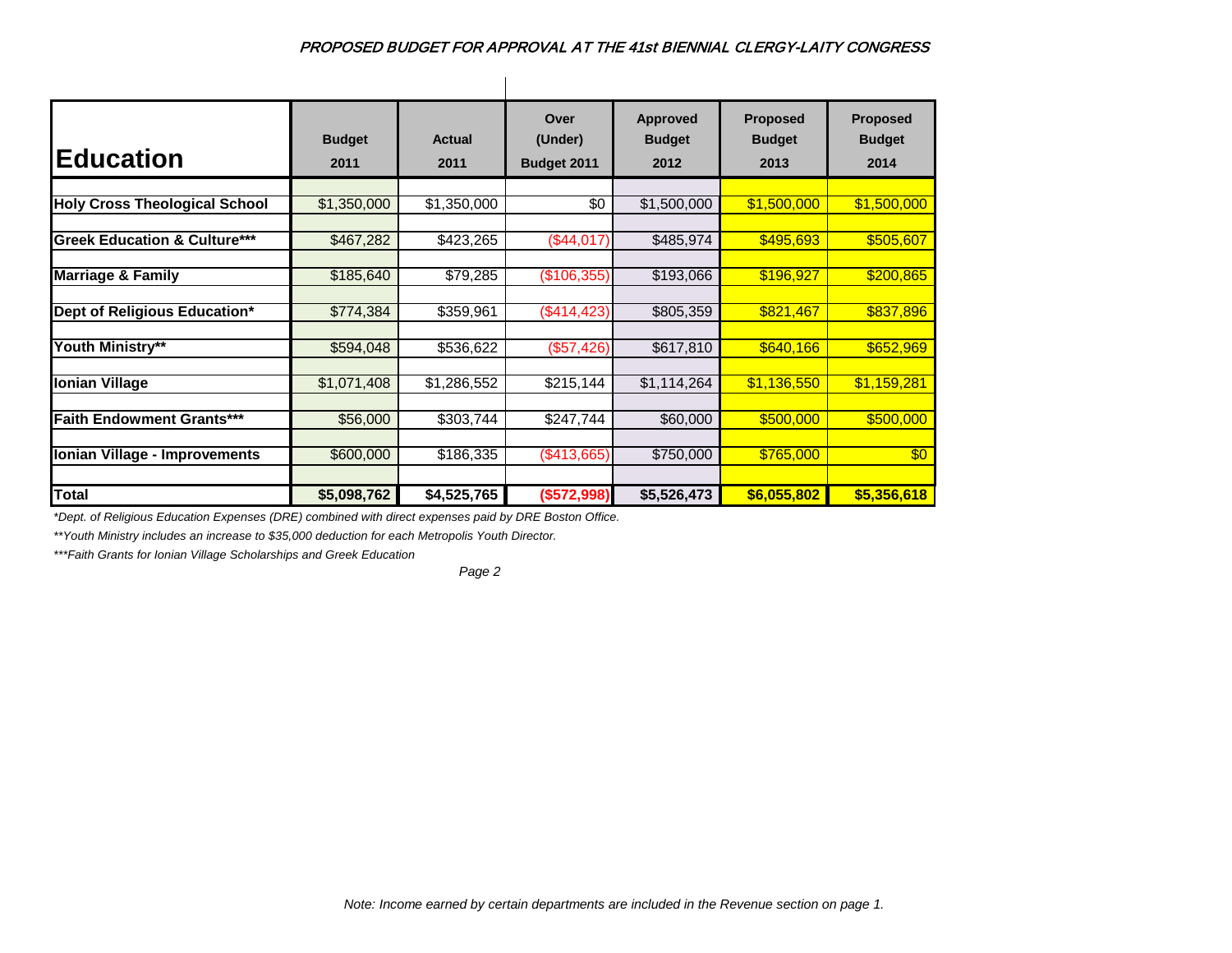PROPOSED BUDGET FOR APPROVAL AT THE 41st BIENNIAL CLERGY-LAITY CONGRESS

| **Education** | **Budget 2011** | **Actual 2011** | **Over (Under) Budget 2011** | **Approved Budget 2012** | **Proposed Budget 2013** | **Proposed Budget 2014** |
|---|---|---|---|---|---|---|
| **Holy Cross Theological School** | $1,350,000 | $1,350,000 | $0 | $1,500,000 | $1,500,000 | $1,500,000 |
| **Greek Education & Culture***** | $467,282 | $423,265 | ($44,017) | $485,974 | $495,693 | $505,607 |
| **Marriage & Family** | $185,640 | $79,285 | ($106,355) | $193,066 | $196,927 | $200,865 |
| **Dept of Religious Education*** | $774,384 | $359,961 | ($414,423) | $805,359 | $821,467 | $837,896 |
| **Youth Ministry**** | $594,048 | $536,622 | ($57,426) | $617,810 | $640,166 | $652,969 |
| **Ionian Village** | $1,071,408 | $1,286,552 | $215,144 | $1,114,264 | $1,136,550 | $1,159,281 |
| **Faith Endowment Grants***** | $56,000 | $303,744 | $247,744 | $60,000 | $500,000 | $500,000 |
| **Ionian Village - Improvements** | $600,000 | $186,335 | ($413,665) | $750,000 | $765,000 | $0 |
| **Total** | **$5,098,762** | **$4,525,765** | **($572,998)** | **$5,526,473** | **$6,055,802** | **$5,356,618** |

*\*Dept. of Religious Education Expenses (DRE) combined with direct expenses paid by DRE Boston Office.*

*\*\*Youth Ministry includes an increase to $35,000 deduction for each Metropolis Youth Director.*

*\*\*\*Faith Grants for Ionian Village Scholarships and Greek Education*

*Note: Income earned by certain departments are included in the Revenue section on page 1.*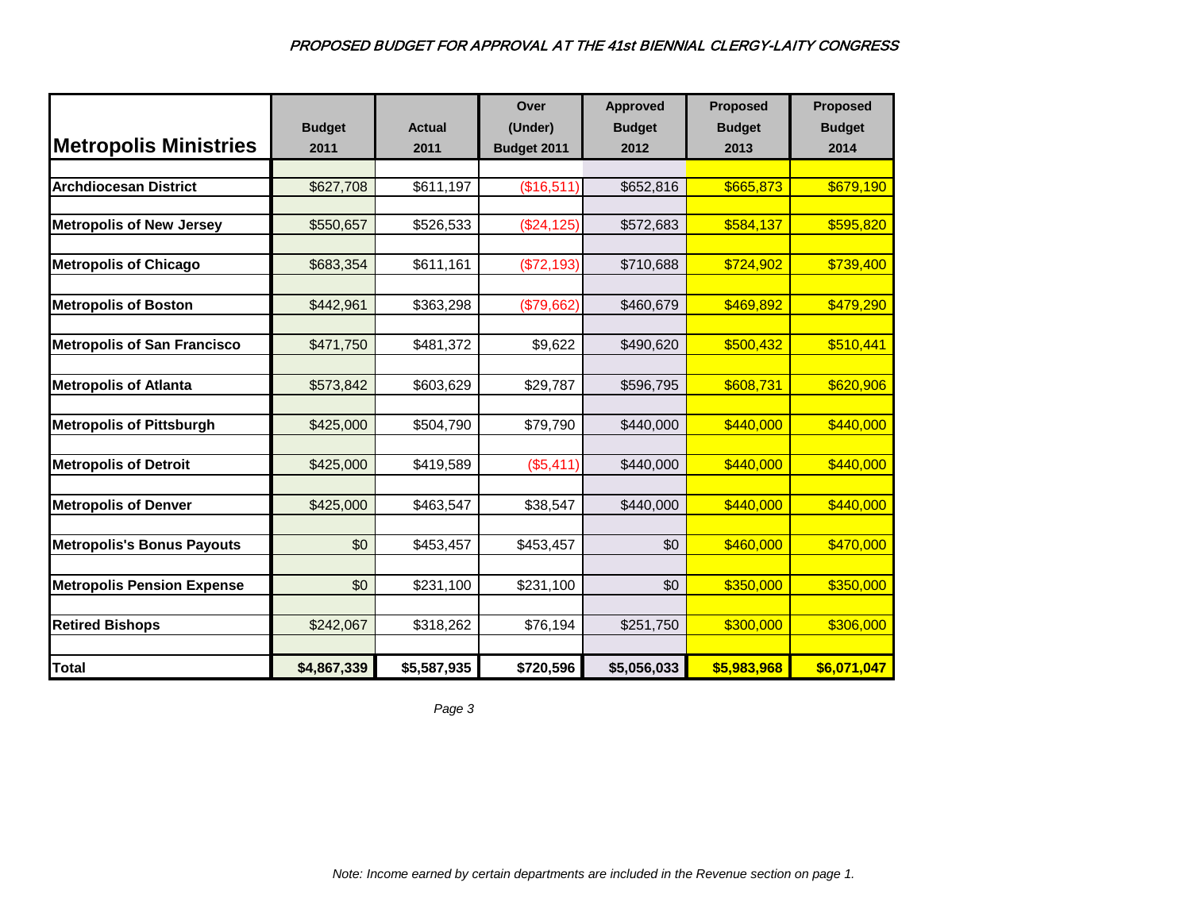*PROPOSED BUDGET FOR APPROVAL AT THE 41st BIENNIAL CLERGY-LAITY CONGRESS*

| Metropolis Ministries | Budget 2011 | Actual 2011 | Over (Under) Budget 2011 | Approved Budget 2012 | Proposed Budget 2013 | Proposed Budget 2014 |
|---|---|---|---|---|---|---|
| **Archdiocesan District** | $627,708 | $611,197 | ($16,511) | $652,816 | $665,873 | $679,190 |
| **Metropolis of New Jersey** | $550,657 | $526,533 | ($24,125) | $572,683 | $584,137 | $595,820 |
| **Metropolis of Chicago** | $683,354 | $611,161 | ($72,193) | $710,688 | $724,902 | $739,400 |
| **Metropolis of Boston** | $442,961 | $363,298 | ($79,662) | $460,679 | $469,892 | $479,290 |
| **Metropolis of San Francisco** | $471,750 | $481,372 | $9,622 | $490,620 | $500,432 | $510,441 |
| **Metropolis of Atlanta** | $573,842 | $603,629 | $29,787 | $596,795 | $608,731 | $620,906 |
| **Metropolis of Pittsburgh** | $425,000 | $504,790 | $79,790 | $440,000 | $440,000 | $440,000 |
| **Metropolis of Detroit** | $425,000 | $419,589 | ($5,411) | $440,000 | $440,000 | $440,000 |
| **Metropolis of Denver** | $425,000 | $463,547 | $38,547 | $440,000 | $440,000 | $440,000 |
| **Metropolis's Bonus Payouts** | $0 | $453,457 | $453,457 | $0 | $460,000 | $470,000 |
| **Metropolis Pension Expense** | $0 | $231,100 | $231,100 | $0 | $350,000 | $350,000 |
| **Retired Bishops** | $242,067 | $318,262 | $76,194 | $251,750 | $300,000 | $306,000 |
| **Total** | **$4,867,339** | **$5,587,935** | **$720,596** | **$5,056,033** | **$5,983,968** | **$6,071,047** |

*Note: Income earned by certain departments are included in the Revenue section on page 1.*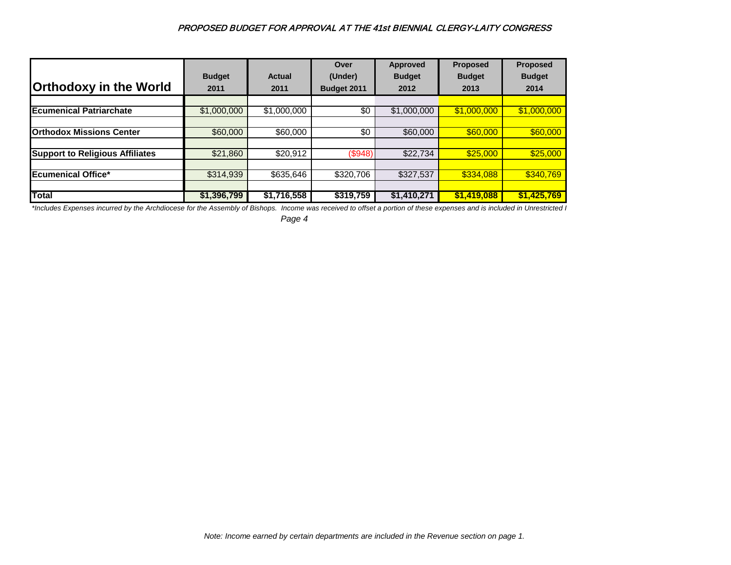*PROPOSED BUDGET FOR APPROVAL AT THE 41st BIENNIAL CLERGY-LAITY CONGRESS*

| Orthodoxy in the World | Budget 2011 | Actual 2011 | Over (Under) Budget 2011 | Approved Budget 2012 | Proposed Budget 2013 | Proposed Budget 2014 |
|---|---|---|---|---|---|---|
| **Ecumenical Patriarchate** | $1,000,000 | $1,000,000 | $0 | $1,000,000 | $1,000,000 | $1,000,000 |
| **Orthodox Missions Center** | $60,000 | $60,000 | $0 | $60,000 | $60,000 | $60,000 |
| **Support to Religious Affiliates** | $21,860 | $20,912 | ($948) | $22,734 | $25,000 | $25,000 |
| **Ecumenical Office*** | $314,939 | $635,646 | $320,706 | $327,537 | $334,088 | $340,769 |
| **Total** | **$1,396,799** | **$1,716,558** | **$319,759** | **$1,410,271** | **$1,419,088** | **$1,425,769** |

*\*Includes Expenses incurred by the Archdiocese for the Assembly of Bishops. Income was received to offset a portion of these expenses and is included in Unrestricted I*

*Note: Income earned by certain departments are included in the Revenue section on page 1.*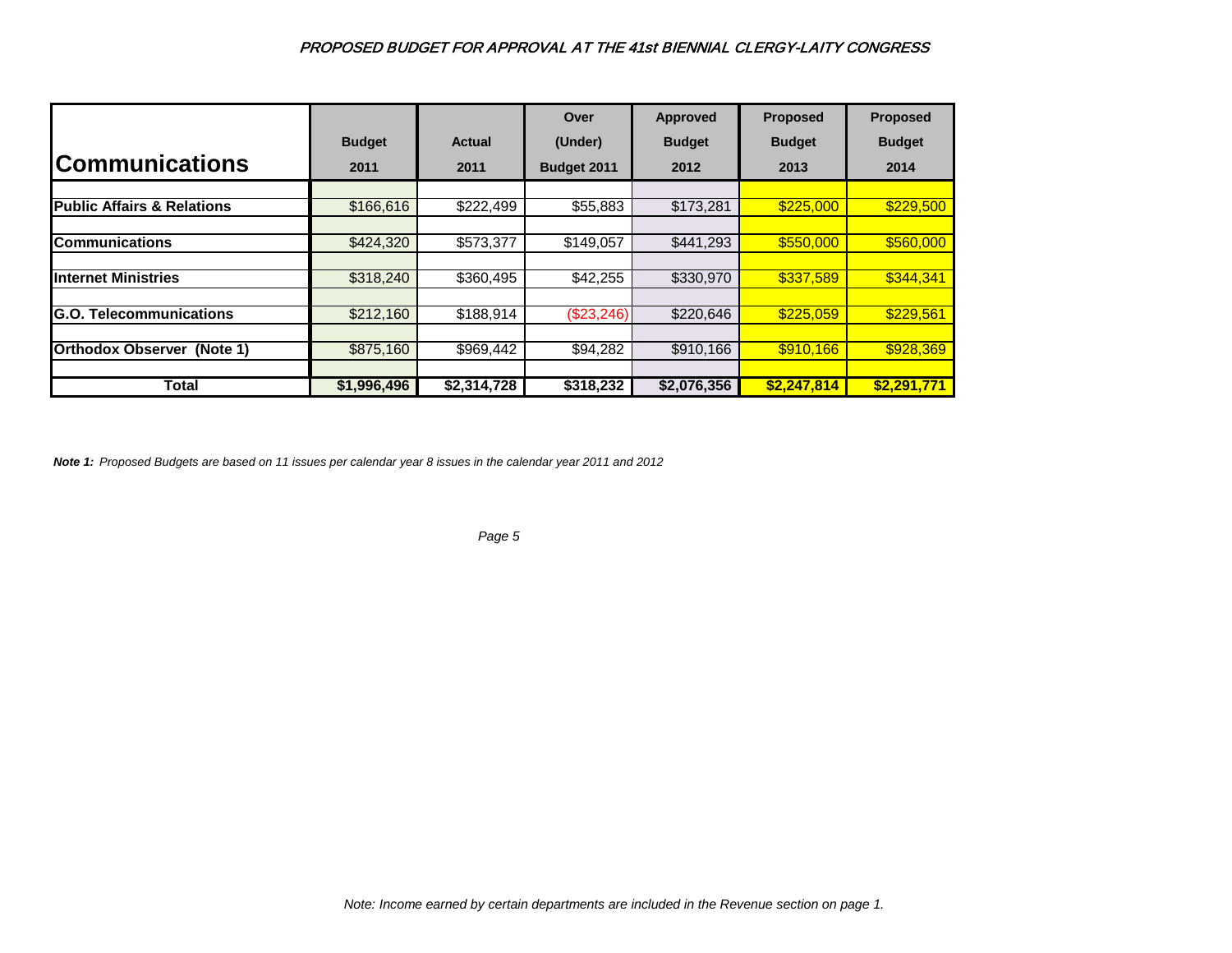*PROPOSED BUDGET FOR APPROVAL AT THE 41st BIENNIAL CLERGY-LAITY CONGRESS*

| Communications | Budget 2011 | Actual 2011 | Over (Under) Budget 2011 | Approved Budget 2012 | Proposed Budget 2013 | Proposed Budget 2014 |
|---|---|---|---|---|---|---|
| **Public Affairs & Relations** | $166,616 | $222,499 | $55,883 | $173,281 | $225,000 | $229,500 |
| **Communications** | $424,320 | $573,377 | $149,057 | $441,293 | $550,000 | $560,000 |
| **Internet Ministries** | $318,240 | $360,495 | $42,255 | $330,970 | $337,589 | $344,341 |
| **G.O. Telecommunications** | $212,160 | $188,914 | ($23,246) | $220,646 | $225,059 | $229,561 |
| **Orthodox Observer (Note 1)** | $875,160 | $969,442 | $94,282 | $910,166 | $910,166 | $928,369 |
| **Total** | **$1,996,496** | **$2,314,728** | **$318,232** | **$2,076,356** | **$2,247,814** | **$2,291,771** |

***Note 1:*** *Proposed Budgets are based on 11 issues per calendar year 8 issues in the calendar year 2011 and 2012*

*Note: Income earned by certain departments are included in the Revenue section on page 1.*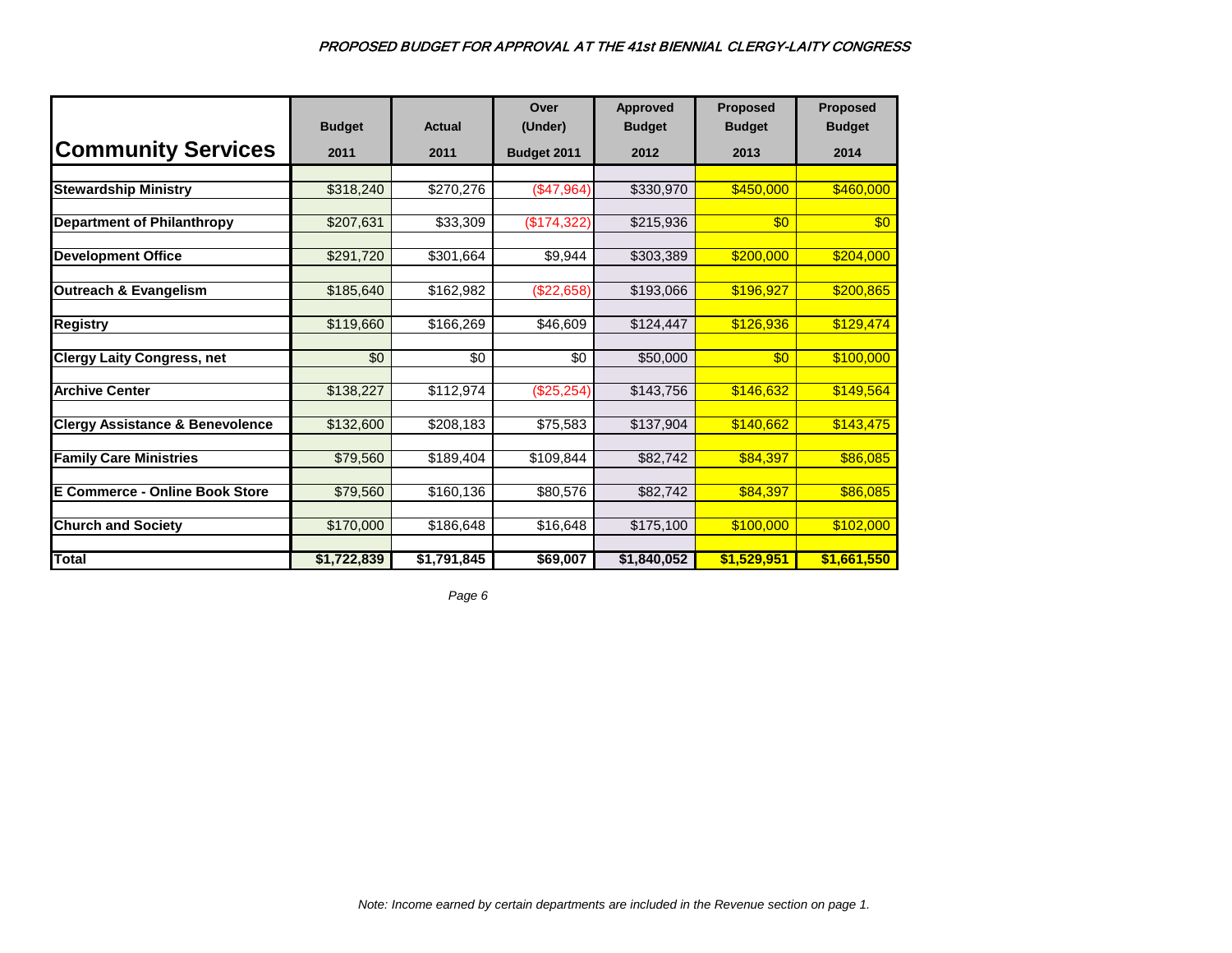*PROPOSED BUDGET FOR APPROVAL AT THE 41st BIENNIAL CLERGY-LAITY CONGRESS*

| Community Services | Budget 2011 | Actual 2011 | Over (Under) Budget 2011 | Approved Budget 2012 | Proposed Budget 2013 | Proposed Budget 2014 |
|---|---|---|---|---|---|---|
| **Stewardship Ministry** | $318,240 | $270,276 | ($47,964) | $330,970 | $450,000 | $460,000 |
| **Department of Philanthropy** | $207,631 | $33,309 | ($174,322) | $215,936 | $0 | $0 |
| **Development Office** | $291,720 | $301,664 | $9,944 | $303,389 | $200,000 | $204,000 |
| **Outreach & Evangelism** | $185,640 | $162,982 | ($22,658) | $193,066 | $196,927 | $200,865 |
| **Registry** | $119,660 | $166,269 | $46,609 | $124,447 | $126,936 | $129,474 |
| **Clergy Laity Congress, net** | $0 | $0 | $0 | $50,000 | $0 | $100,000 |
| **Archive Center** | $138,227 | $112,974 | ($25,254) | $143,756 | $146,632 | $149,564 |
| **Clergy Assistance & Benevolence** | $132,600 | $208,183 | $75,583 | $137,904 | $140,662 | $143,475 |
| **Family Care Ministries** | $79,560 | $189,404 | $109,844 | $82,742 | $84,397 | $86,085 |
| **E Commerce - Online Book Store** | $79,560 | $160,136 | $80,576 | $82,742 | $84,397 | $86,085 |
| **Church and Society** | $170,000 | $186,648 | $16,648 | $175,100 | $100,000 | $102,000 |
| **Total** | **$1,722,839** | **$1,791,845** | **$69,007** | **$1,840,052** | **$1,529,951** | **$1,661,550** |

*Note: Income earned by certain departments are included in the Revenue section on page 1.*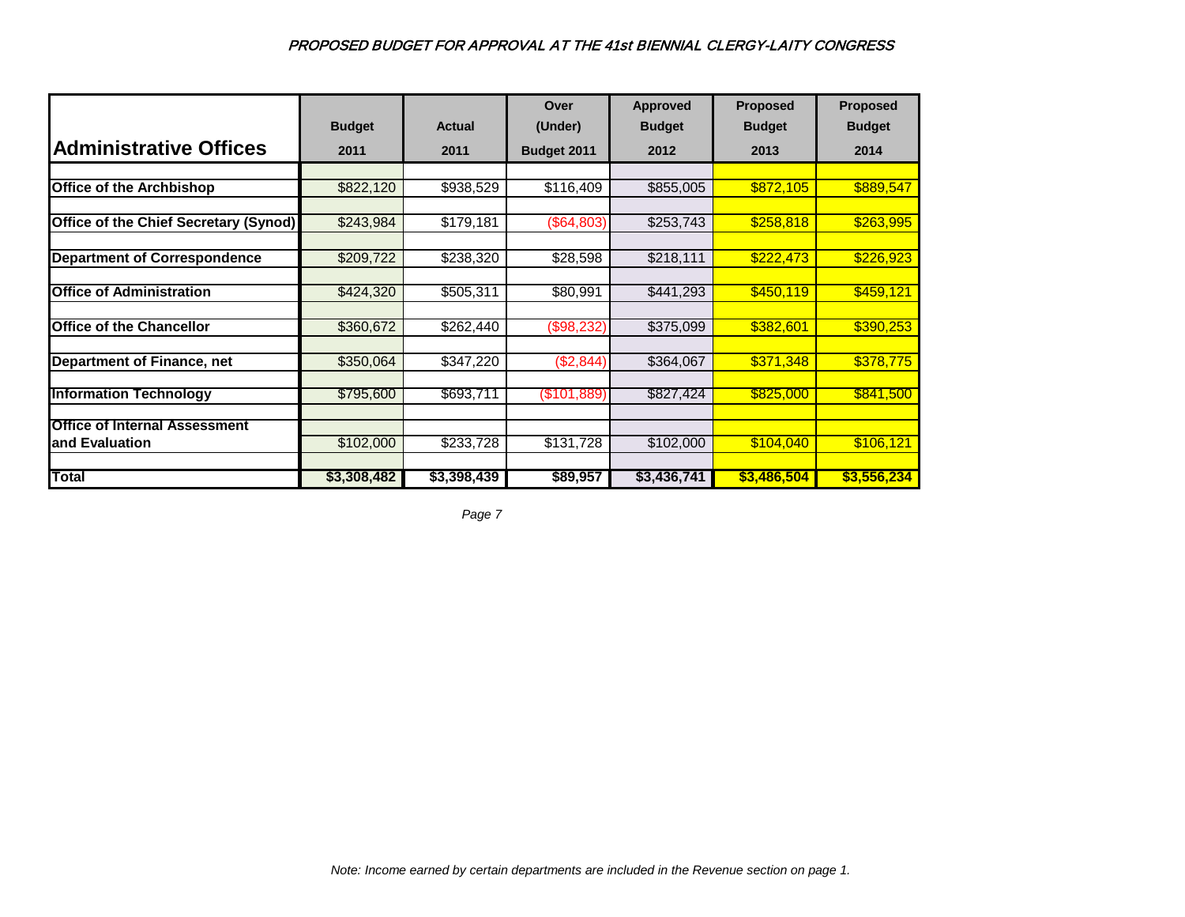*PROPOSED BUDGET FOR APPROVAL AT THE 41st BIENNIAL CLERGY-LAITY CONGRESS*

| Administrative Offices | Budget 2011 | Actual 2011 | Over (Under) Budget 2011 | Approved Budget 2012 | Proposed Budget 2013 | Proposed Budget 2014 |
|---|---|---|---|---|---|---|
| **Office of the Archbishop** | $822,120 | $938,529 | $116,409 | $855,005 | $872,105 | $889,547 |
| **Office of the Chief Secretary (Synod)** | $243,984 | $179,181 | ($64,803) | $253,743 | $258,818 | $263,995 |
| **Department of Correspondence** | $209,722 | $238,320 | $28,598 | $218,111 | $222,473 | $226,923 |
| **Office of Administration** | $424,320 | $505,311 | $80,991 | $441,293 | $450,119 | $459,121 |
| **Office of the Chancellor** | $360,672 | $262,440 | ($98,232) | $375,099 | $382,601 | $390,253 |
| **Department of Finance, net** | $350,064 | $347,220 | ($2,844) | $364,067 | $371,348 | $378,775 |
| **Information Technology** | $795,600 | $693,711 | ($101,889) | $827,424 | $825,000 | $841,500 |
| **Office of Internal Assessment and Evaluation** | $102,000 | $233,728 | $131,728 | $102,000 | $104,040 | $106,121 |
| **Total** | **$3,308,482** | **$3,398,439** | **$89,957** | **$3,436,741** | **$3,486,504** | **$3,556,234** |

*Note: Income earned by certain departments are included in the Revenue section on page 1.*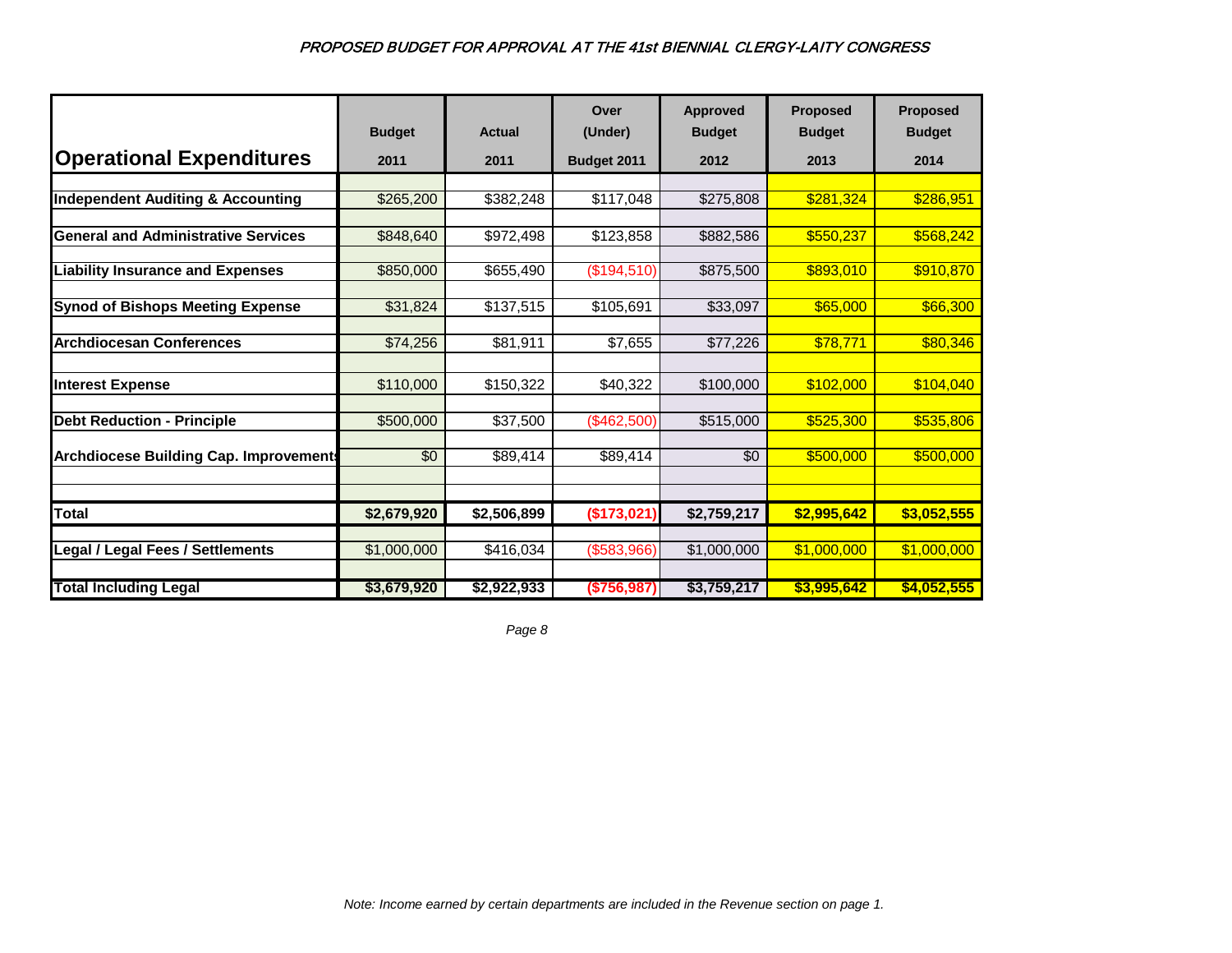*PROPOSED BUDGET FOR APPROVAL AT THE 41st BIENNIAL CLERGY-LAITY CONGRESS*

| Operational Expenditures | Budget 2011 | Actual 2011 | Over (Under) Budget 2011 | Approved Budget 2012 | Proposed Budget 2013 | Proposed Budget 2014 |
|---|---|---|---|---|---|---|
| **Independent Auditing & Accounting** | $265,200 | $382,248 | $117,048 | $275,808 | $281,324 | $286,951 |
| **General and Administrative Services** | $848,640 | $972,498 | $123,858 | $882,586 | $550,237 | $568,242 |
| **Liability Insurance and Expenses** | $850,000 | $655,490 | ($194,510) | $875,500 | $893,010 | $910,870 |
| **Synod of Bishops Meeting Expense** | $31,824 | $137,515 | $105,691 | $33,097 | $65,000 | $66,300 |
| **Archdiocesan Conferences** | $74,256 | $81,911 | $7,655 | $77,226 | $78,771 | $80,346 |
| **Interest Expense** | $110,000 | $150,322 | $40,322 | $100,000 | $102,000 | $104,040 |
| **Debt Reduction - Principle** | $500,000 | $37,500 | ($462,500) | $515,000 | $525,300 | $535,806 |
| **Archdiocese Building Cap. Improvements** | $0 | $89,414 | $89,414 | $0 | $500,000 | $500,000 |
| **Total** | **$2,679,920** | **$2,506,899** | **($173,021)** | **$2,759,217** | **$2,995,642** | **$3,052,555** |
| **Legal / Legal Fees / Settlements** | $1,000,000 | $416,034 | ($583,966) | $1,000,000 | $1,000,000 | $1,000,000 |
| **Total Including Legal** | **$3,679,920** | **$2,922,933** | **($756,987)** | **$3,759,217** | **$3,995,642** | **$4,052,555** |

*Note: Income earned by certain departments are included in the Revenue section on page 1.*